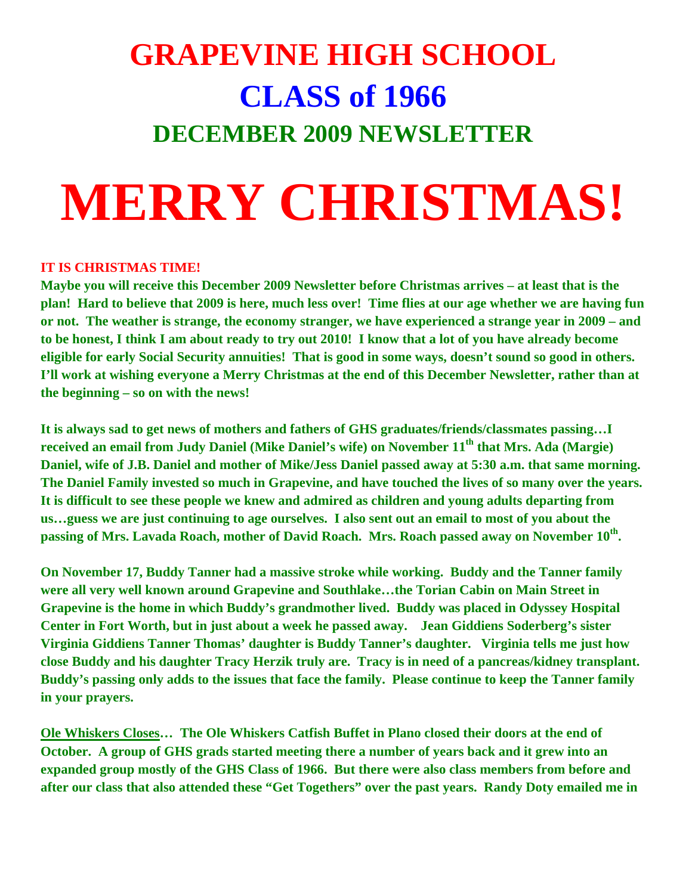# GRAPEVINE HIGH SCHOOL

# CLASS of 1966

## DECEMBER 2009 NEWSLETTER

# MERRY CHRISTMAS!

**IT IS CHRISTMAS TIME!**

**Maybe you will receive this December 2009 Newsletter before Christmas arrives – at least that is the plan! Hard to believe that 2009 is here, much less over! Time flies at our age whether we are having fun or not. The weather is strange, the economy stranger, we have experienced a strange year in 2009 – and to be honest, I think I am about ready to try out 2010! I know that a lot of you have already become eligible for early Social Security annuities! That is good in some ways, doesn't sound so good in others. I'll work at wishing everyone a Merry Christmas at the end of this December Newsletter, rather than at the beginning – so on with the news!**

**It is always sad to get news of mothers and fathers of GHS graduates/friends/classmates passing…I received an email from Judy Daniel (Mike Daniel's wife) on November 11th that Mrs. Ada (Margie) Daniel, wife of J.B. Daniel and mother of Mike/Jess Daniel passed away at 5:30 a.m. that same morning. The Daniel Family invested so much in Grapevine, and have touched the lives of so many over the years. It is difficult to see these people we knew and admired as children and young adults departing from us…guess we are just continuing to age ourselves. I also sent out an email to most of you about the passing of Mrs. Lavada Roach, mother of David Roach. Mrs. Roach passed away on November 10th.**

**On November 17, Buddy Tanner had a massive stroke while working. Buddy and the Tanner family were all very well known around Grapevine and Southlake…the Torian Cabin on Main Street in Grapevine is the home in which Buddy's grandmother lived. Buddy was placed in Odyssey Hospital Center in Fort Worth, but in just about a week he passed away. Jean Giddiens Soderberg's sister Virginia Giddiens Tanner Thomas' daughter is Buddy Tanner's daughter. Virginia tells me just how close Buddy and his daughter Tracy Herzik truly are. Tracy is in need of a pancreas/kidney transplant. Buddy's passing only adds to the issues that face the family. Please continue to keep the Tanner family in your prayers.**

**<u>Ole Whiskers Closes</u>… The Ole Whiskers Catfish Buffet in Plano closed their doors at the end of October. A group of GHS grads started meeting there a number of years back and it grew into an expanded group mostly of the GHS Class of 1966. But there were also class members from before and after our class that also attended these "Get Togethers" over the past years. Randy Doty emailed me in**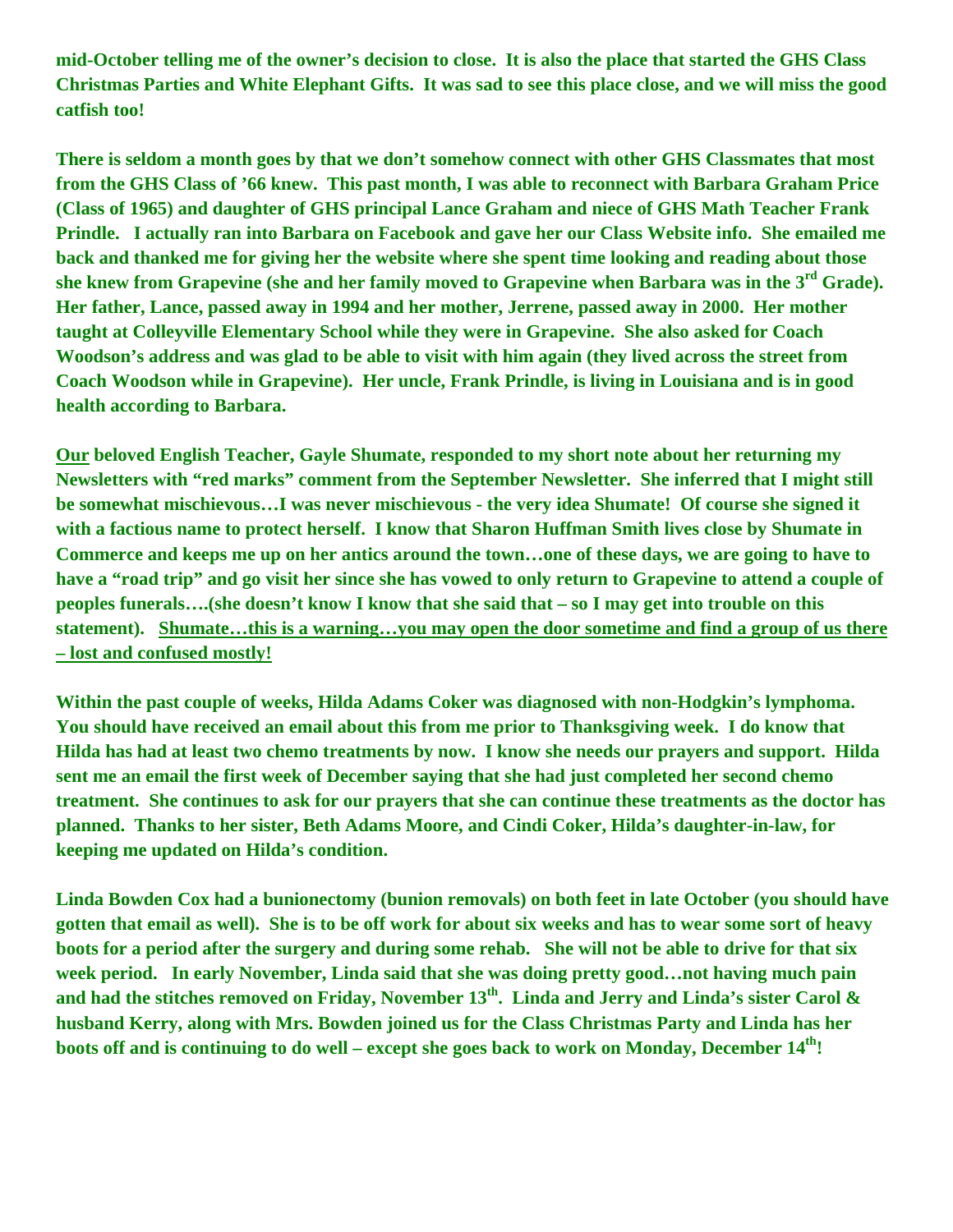**mid-October telling me of the owner's decision to close. It is also the place that started the GHS Class Christmas Parties and White Elephant Gifts. It was sad to see this place close, and we will miss the good catfish too!**

**There is seldom a month goes by that we don't somehow connect with other GHS Classmates that most from the GHS Class of '66 knew. This past month, I was able to reconnect with Barbara Graham Price (Class of 1965) and daughter of GHS principal Lance Graham and niece of GHS Math Teacher Frank Prindle. I actually ran into Barbara on Facebook and gave her our Class Website info. She emailed me back and thanked me for giving her the website where she spent time looking and reading about those she knew from Grapevine (she and her family moved to Grapevine when Barbara was in the 3rd Grade). Her father, Lance, passed away in 1994 and her mother, Jerrene, passed away in 2000. Her mother taught at Colleyville Elementary School while they were in Grapevine. She also asked for Coach Woodson's address and was glad to be able to visit with him again (they lived across the street from Coach Woodson while in Grapevine). Her uncle, Frank Prindle, is living in Louisiana and is in good health according to Barbara.**

**<u>Our</u> beloved English Teacher, Gayle Shumate, responded to my short note about her returning my Newsletters with "red marks" comment from the September Newsletter. She inferred that I might still be somewhat mischievous…I was never mischievous - the very idea Shumate! Of course she signed it with a factious name to protect herself. I know that Sharon Huffman Smith lives close by Shumate in Commerce and keeps me up on her antics around the town…one of these days, we are going to have to have a "road trip" and go visit her since she has vowed to only return to Grapevine to attend a couple of peoples funerals….(she doesn't know I know that she said that – so I may get into trouble on this statement). <u>Shumate…this is a warning…you may open the door sometime and find a group of us there – lost and confused mostly!</u>**

**Within the past couple of weeks, Hilda Adams Coker was diagnosed with non-Hodgkin's lymphoma. You should have received an email about this from me prior to Thanksgiving week. I do know that Hilda has had at least two chemo treatments by now. I know she needs our prayers and support. Hilda sent me an email the first week of December saying that she had just completed her second chemo treatment. She continues to ask for our prayers that she can continue these treatments as the doctor has planned. Thanks to her sister, Beth Adams Moore, and Cindi Coker, Hilda's daughter-in-law, for keeping me updated on Hilda's condition.**

**Linda Bowden Cox had a bunionectomy (bunion removals) on both feet in late October (you should have gotten that email as well). She is to be off work for about six weeks and has to wear some sort of heavy boots for a period after the surgery and during some rehab. She will not be able to drive for that six week period. In early November, Linda said that she was doing pretty good…not having much pain and had the stitches removed on Friday, November 13th. Linda and Jerry and Linda's sister Carol & husband Kerry, along with Mrs. Bowden joined us for the Class Christmas Party and Linda has her boots off and is continuing to do well – except she goes back to work on Monday, December 14th!**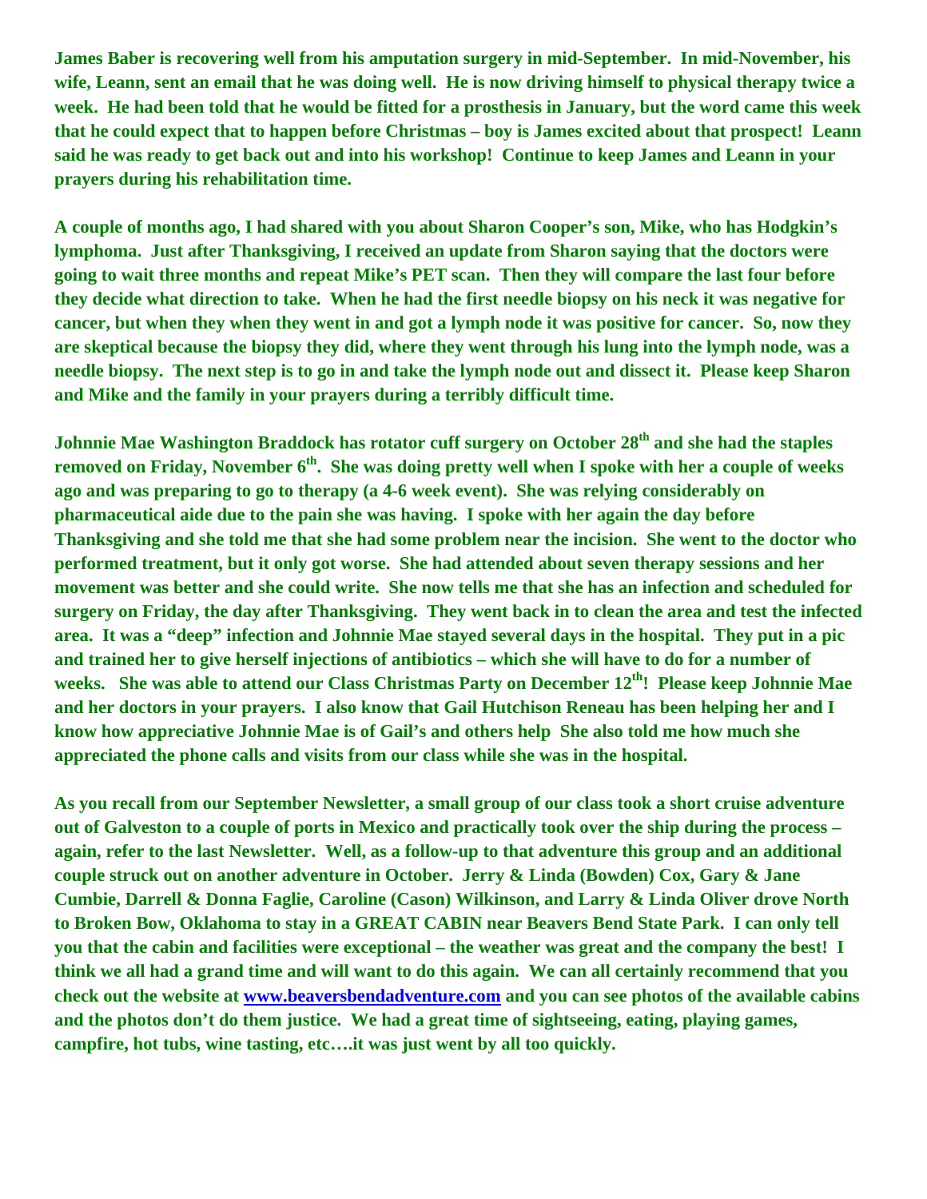**James Baber is recovering well from his amputation surgery in mid-September. In mid-November, his wife, Leann, sent an email that he was doing well. He is now driving himself to physical therapy twice a week. He had been told that he would be fitted for a prosthesis in January, but the word came this week that he could expect that to happen before Christmas – boy is James excited about that prospect! Leann said he was ready to get back out and into his workshop! Continue to keep James and Leann in your prayers during his rehabilitation time.**

**A couple of months ago, I had shared with you about Sharon Cooper's son, Mike, who has Hodgkin's lymphoma. Just after Thanksgiving, I received an update from Sharon saying that the doctors were going to wait three months and repeat Mike's PET scan. Then they will compare the last four before they decide what direction to take. When he had the first needle biopsy on his neck it was negative for cancer, but when they when they went in and got a lymph node it was positive for cancer. So, now they are skeptical because the biopsy they did, where they went through his lung into the lymph node, was a needle biopsy. The next step is to go in and take the lymph node out and dissect it. Please keep Sharon and Mike and the family in your prayers during a terribly difficult time.**

**Johnnie Mae Washington Braddock has rotator cuff surgery on October 28th and she had the staples removed on Friday, November 6th. She was doing pretty well when I spoke with her a couple of weeks ago and was preparing to go to therapy (a 4-6 week event). She was relying considerably on pharmaceutical aide due to the pain she was having. I spoke with her again the day before Thanksgiving and she told me that she had some problem near the incision. She went to the doctor who performed treatment, but it only got worse. She had attended about seven therapy sessions and her movement was better and she could write. She now tells me that she has an infection and scheduled for surgery on Friday, the day after Thanksgiving. They went back in to clean the area and test the infected area. It was a "deep" infection and Johnnie Mae stayed several days in the hospital. They put in a pic and trained her to give herself injections of antibiotics – which she will have to do for a number of weeks. She was able to attend our Class Christmas Party on December 12th! Please keep Johnnie Mae and her doctors in your prayers. I also know that Gail Hutchison Reneau has been helping her and I know how appreciative Johnnie Mae is of Gail's and others help She also told me how much she appreciated the phone calls and visits from our class while she was in the hospital.**

**As you recall from our September Newsletter, a small group of our class took a short cruise adventure out of Galveston to a couple of ports in Mexico and practically took over the ship during the process – again, refer to the last Newsletter. Well, as a follow-up to that adventure this group and an additional couple struck out on another adventure in October. Jerry & Linda (Bowden) Cox, Gary & Jane Cumbie, Darrell & Donna Faglie, Caroline (Cason) Wilkinson, and Larry & Linda Oliver drove North to Broken Bow, Oklahoma to stay in a GREAT CABIN near Beavers Bend State Park. I can only tell you that the cabin and facilities were exceptional – the weather was great and the company the best! I think we all had a grand time and will want to do this again. We can all certainly recommend that you check out the website at [www.beaversbendadventure.com](http://www.beaversbendadventure.com) and you can see photos of the available cabins and the photos don't do them justice. We had a great time of sightseeing, eating, playing games, campfire, hot tubs, wine tasting, etc….it was just went by all too quickly.**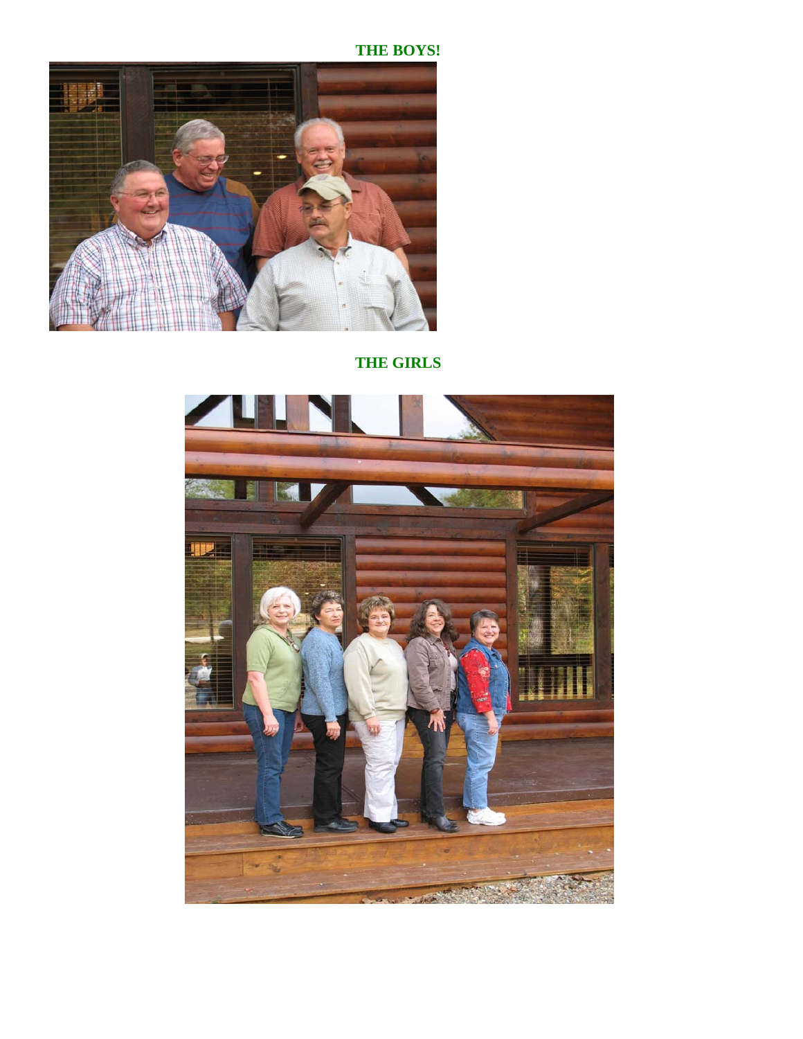**THE BOYS!**

**THE GIRLS**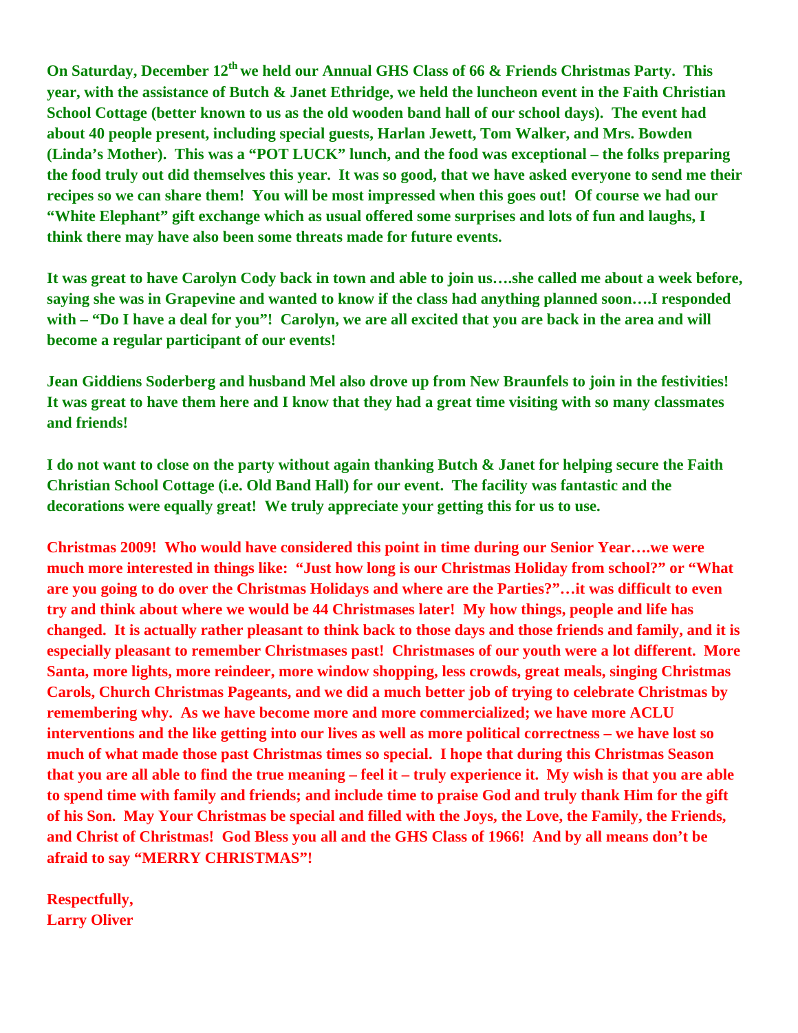**On Saturday, December 12th we held our Annual GHS Class of 66 & Friends Christmas Party. This year, with the assistance of Butch & Janet Ethridge, we held the luncheon event in the Faith Christian School Cottage (better known to us as the old wooden band hall of our school days). The event had about 40 people present, including special guests, Harlan Jewett, Tom Walker, and Mrs. Bowden (Linda's Mother). This was a "POT LUCK" lunch, and the food was exceptional – the folks preparing the food truly out did themselves this year. It was so good, that we have asked everyone to send me their recipes so we can share them! You will be most impressed when this goes out! Of course we had our "White Elephant" gift exchange which as usual offered some surprises and lots of fun and laughs, I think there may have also been some threats made for future events.**

**It was great to have Carolyn Cody back in town and able to join us….she called me about a week before, saying she was in Grapevine and wanted to know if the class had anything planned soon….I responded with – "Do I have a deal for you"! Carolyn, we are all excited that you are back in the area and will become a regular participant of our events!**

**Jean Giddiens Soderberg and husband Mel also drove up from New Braunfels to join in the festivities! It was great to have them here and I know that they had a great time visiting with so many classmates and friends!**

**I do not want to close on the party without again thanking Butch & Janet for helping secure the Faith Christian School Cottage (i.e. Old Band Hall) for our event. The facility was fantastic and the decorations were equally great! We truly appreciate your getting this for us to use.**

**Christmas 2009! Who would have considered this point in time during our Senior Year….we were much more interested in things like: "Just how long is our Christmas Holiday from school?" or "What are you going to do over the Christmas Holidays and where are the Parties?"…it was difficult to even try and think about where we would be 44 Christmases later! My how things, people and life has changed. It is actually rather pleasant to think back to those days and those friends and family, and it is especially pleasant to remember Christmases past! Christmases of our youth were a lot different. More Santa, more lights, more reindeer, more window shopping, less crowds, great meals, singing Christmas Carols, Church Christmas Pageants, and we did a much better job of trying to celebrate Christmas by remembering why. As we have become more and more commercialized; we have more ACLU interventions and the like getting into our lives as well as more political correctness – we have lost so much of what made those past Christmas times so special. I hope that during this Christmas Season that you are all able to find the true meaning – feel it – truly experience it. My wish is that you are able to spend time with family and friends; and include time to praise God and truly thank Him for the gift of his Son. May Your Christmas be special and filled with the Joys, the Love, the Family, the Friends, and Christ of Christmas! God Bless you all and the GHS Class of 1966! And by all means don't be afraid to say "MERRY CHRISTMAS"!**

**Respectfully,**
**Larry Oliver**